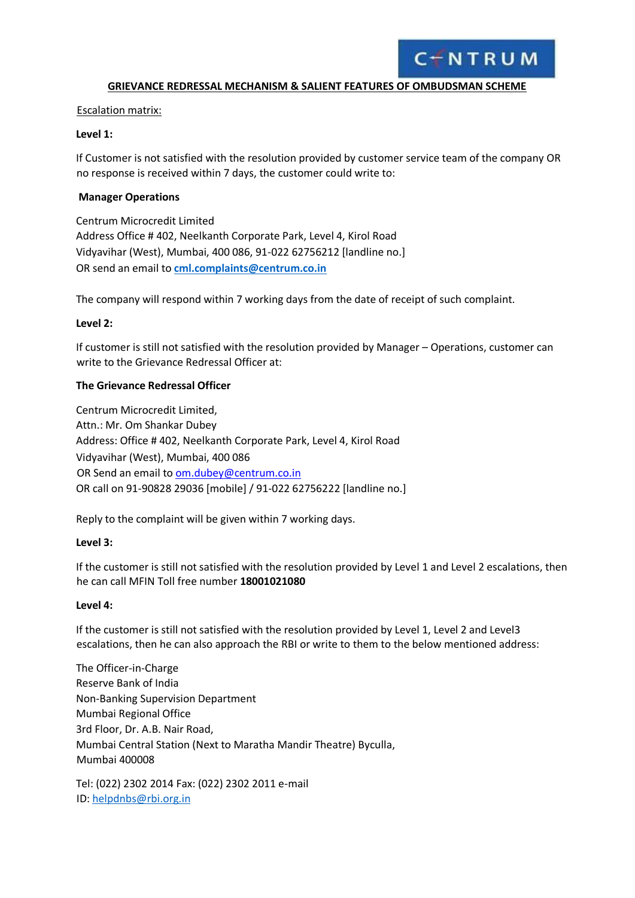CENTRUM

## GRIEVANCE REDRESSAL MECHANISM & SALIENT FEATURES OF OMBUDSMAN SCHEME

Escalation matrix:

**Level 1:**

If Customer is not satisfied with the resolution provided by customer service team of the company OR no response is received within 7 days, the customer could write to:

**Manager Operations**

Centrum Microcredit Limited
Address Office # 402, Neelkanth Corporate Park, Level 4, Kirol Road
Vidyavihar (West), Mumbai, 400 086, 91-022 62756212 [landline no.]
OR send an email to **cml.complaints@centrum.co.in**

The company will respond within 7 working days from the date of receipt of such complaint.

**Level 2:**

If customer is still not satisfied with the resolution provided by Manager – Operations, customer can write to the Grievance Redressal Officer at:

**The Grievance Redressal Officer**

Centrum Microcredit Limited,
Attn.: Mr. Om Shankar Dubey
Address: Office # 402, Neelkanth Corporate Park, Level 4, Kirol Road
Vidyavihar (West), Mumbai, 400 086
OR Send an email to om.dubey@centrum.co.in
OR call on 91-90828 29036 [mobile] / 91-022 62756222 [landline no.]

Reply to the complaint will be given within 7 working days.

**Level 3:**

If the customer is still not satisfied with the resolution provided by Level 1 and Level 2 escalations, then he can call MFIN Toll free number **18001021080**

**Level 4:**

If the customer is still not satisfied with the resolution provided by Level 1, Level 2 and Level3 escalations, then he can also approach the RBI or write to them to the below mentioned address:

The Officer-in-Charge
Reserve Bank of India
Non-Banking Supervision Department
Mumbai Regional Office
3rd Floor, Dr. A.B. Nair Road,
Mumbai Central Station (Next to Maratha Mandir Theatre) Byculla,
Mumbai 400008

Tel: (022) 2302 2014 Fax: (022) 2302 2011 e-mail ID: helpdnbs@rbi.org.in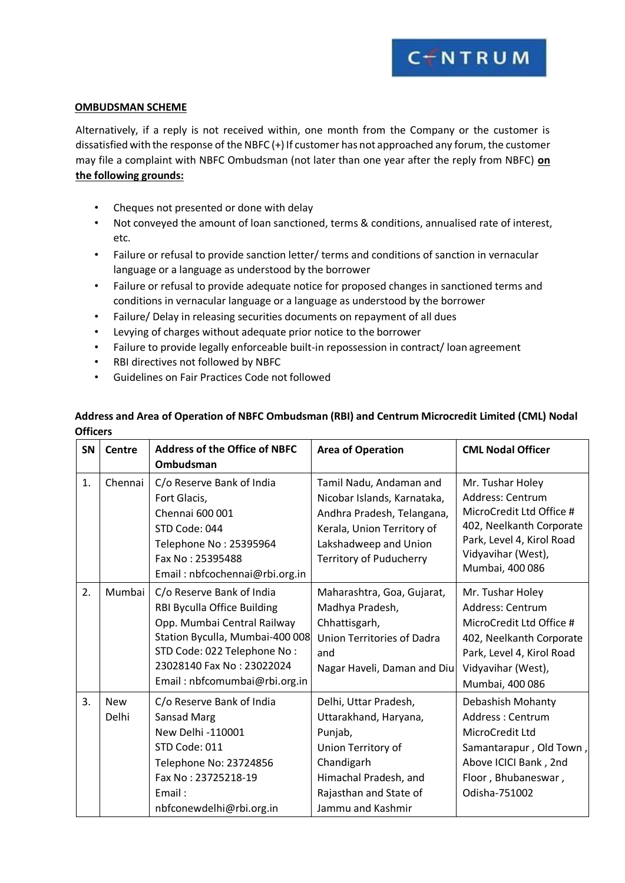**OMBUDSMAN SCHEME**

Alternatively, if a reply is not received within, one month from the Company or the customer is dissatisfied with the response of the NBFC (+) If customer has not approached any forum, the customer may file a complaint with NBFC Ombudsman (not later than one year after the reply from NBFC) **on the following grounds:**

- Cheques not presented or done with delay
- Not conveyed the amount of loan sanctioned, terms & conditions, annualised rate of interest, etc.
- Failure or refusal to provide sanction letter/ terms and conditions of sanction in vernacular language or a language as understood by the borrower
- Failure or refusal to provide adequate notice for proposed changes in sanctioned terms and conditions in vernacular language or a language as understood by the borrower
- Failure/ Delay in releasing securities documents on repayment of all dues
- Levying of charges without adequate prior notice to the borrower
- Failure to provide legally enforceable built-in repossession in contract/ loan agreement
- RBI directives not followed by NBFC
- Guidelines on Fair Practices Code not followed

**Address and Area of Operation of NBFC Ombudsman (RBI) and Centrum Microcredit Limited (CML) Nodal Officers**

| SN | Centre | Address of the Office of NBFC Ombudsman | Area of Operation | CML Nodal Officer |
|---|---|---|---|---|
| 1. | Chennai | C/o Reserve Bank of India Fort Glacis, Chennai 600 001 STD Code: 044 Telephone No : 25395964 Fax No : 25395488 Email : nbfcochennai@rbi.org.in | Tamil Nadu, Andaman and Nicobar Islands, Karnataka, Andhra Pradesh, Telangana, Kerala, Union Territory of Lakshadweep and Union Territory of Puducherry | Mr. Tushar Holey Address: Centrum MicroCredit Ltd Office # 402, Neelkanth Corporate Park, Level 4, Kirol Road Vidyavihar (West), Mumbai, 400 086 |
| 2. | Mumbai | C/o Reserve Bank of India RBI Byculla Office Building Opp. Mumbai Central Railway Station Byculla, Mumbai-400 008 STD Code: 022 Telephone No : 23028140 Fax No : 23022024 Email : nbfcomumbai@rbi.org.in | Maharashtra, Goa, Gujarat, Madhya Pradesh, Chhattisgarh, Union Territories of Dadra and Nagar Haveli, Daman and Diu | Mr. Tushar Holey Address: Centrum MicroCredit Ltd Office # 402, Neelkanth Corporate Park, Level 4, Kirol Road Vidyavihar (West), Mumbai, 400 086 |
| 3. | New Delhi | C/o Reserve Bank of India Sansad Marg New Delhi -110001 STD Code: 011 Telephone No: 23724856 Fax No : 23725218-19 Email : nbfconewdelhi@rbi.org.in | Delhi, Uttar Pradesh, Uttarakhand, Haryana, Punjab, Union Territory of Chandigarh Himachal Pradesh, and Rajasthan and State of Jammu and Kashmir | Debashish Mohanty Address : Centrum MicroCredit Ltd Samantarapur , Old Town , Above ICICI Bank , 2nd Floor , Bhubaneswar , Odisha-751002 |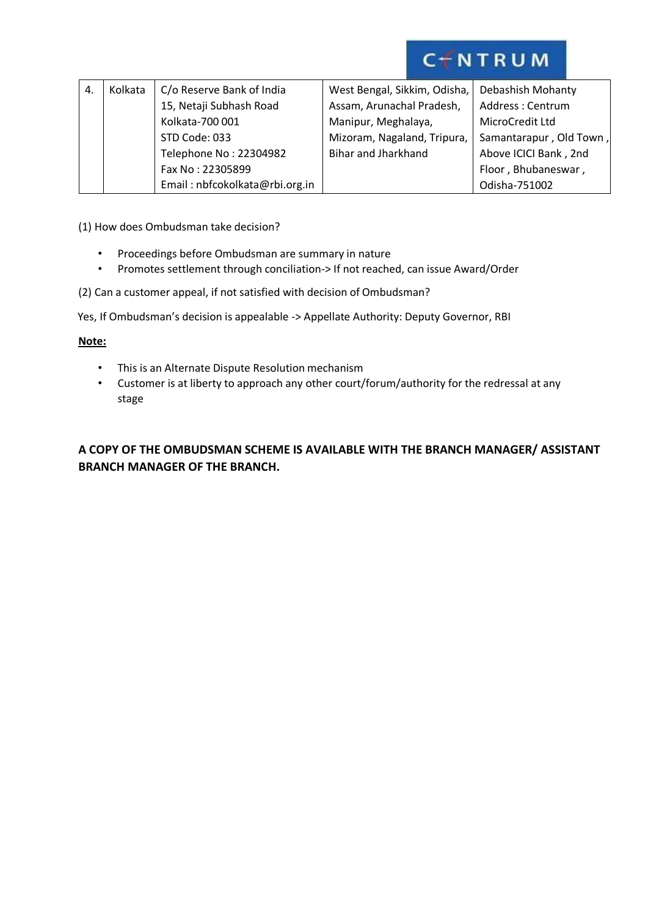| | | | | |
|---|---|---|---|---|
| 4. | Kolkata | C/o Reserve Bank of India<br>15, Netaji Subhash Road<br>Kolkata-700 001<br>STD Code: 033<br>Telephone No : 22304982<br>Fax No : 22305899<br>Email : nbfcokolkata@rbi.org.in | West Bengal, Sikkim, Odisha, Assam, Arunachal Pradesh, Manipur, Meghalaya, Mizoram, Nagaland, Tripura, Bihar and Jharkhand | Debashish Mohanty<br>Address : Centrum MicroCredit Ltd<br>Samantarapur , Old Town , Above ICICI Bank , 2nd Floor , Bhubaneswar , Odisha-751002 |

(1) How does Ombudsman take decision?

- Proceedings before Ombudsman are summary in nature
- Promotes settlement through conciliation-> If not reached, can issue Award/Order

(2) Can a customer appeal, if not satisfied with decision of Ombudsman?

Yes, If Ombudsman's decision is appealable -> Appellate Authority: Deputy Governor, RBI

**Note:**

- This is an Alternate Dispute Resolution mechanism
- Customer is at liberty to approach any other court/forum/authority for the redressal at any stage

**A COPY OF THE OMBUDSMAN SCHEME IS AVAILABLE WITH THE BRANCH MANAGER/ ASSISTANT BRANCH MANAGER OF THE BRANCH.**